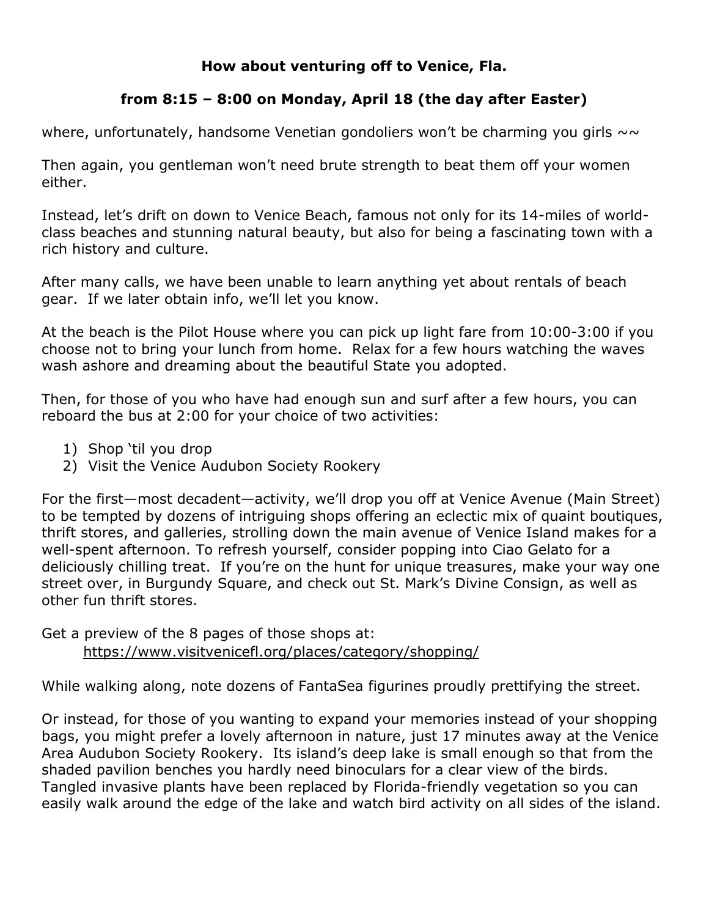**How about venturing off to Venice, Fla.**

**from 8:15 – 8:00 on Monday, April 18 (the day after Easter)**

where, unfortunately, handsome Venetian gondoliers won't be charming you girls ~~

Then again, you gentleman won't need brute strength to beat them off your women either.

Instead, let's drift on down to Venice Beach, famous not only for its 14-miles of world-class beaches and stunning natural beauty, but also for being a fascinating town with a rich history and culture.

After many calls, we have been unable to learn anything yet about rentals of beach gear. If we later obtain info, we'll let you know.

At the beach is the Pilot House where you can pick up light fare from 10:00-3:00 if you choose not to bring your lunch from home. Relax for a few hours watching the waves wash ashore and dreaming about the beautiful State you adopted.

Then, for those of you who have had enough sun and surf after a few hours, you can reboard the bus at 2:00 for your choice of two activities:

1) Shop 'til you drop
2) Visit the Venice Audubon Society Rookery

For the first—most decadent—activity, we'll drop you off at Venice Avenue (Main Street) to be tempted by dozens of intriguing shops offering an eclectic mix of quaint boutiques, thrift stores, and galleries, strolling down the main avenue of Venice Island makes for a well-spent afternoon. To refresh yourself, consider popping into Ciao Gelato for a deliciously chilling treat. If you're on the hunt for unique treasures, make your way one street over, in Burgundy Square, and check out St. Mark's Divine Consign, as well as other fun thrift stores.

Get a preview of the 8 pages of those shops at:
https://www.visitvenicefl.org/places/category/shopping/

While walking along, note dozens of FantaSea figurines proudly prettifying the street.

Or instead, for those of you wanting to expand your memories instead of your shopping bags, you might prefer a lovely afternoon in nature, just 17 minutes away at the Venice Area Audubon Society Rookery. Its island's deep lake is small enough so that from the shaded pavilion benches you hardly need binoculars for a clear view of the birds. Tangled invasive plants have been replaced by Florida-friendly vegetation so you can easily walk around the edge of the lake and watch bird activity on all sides of the island.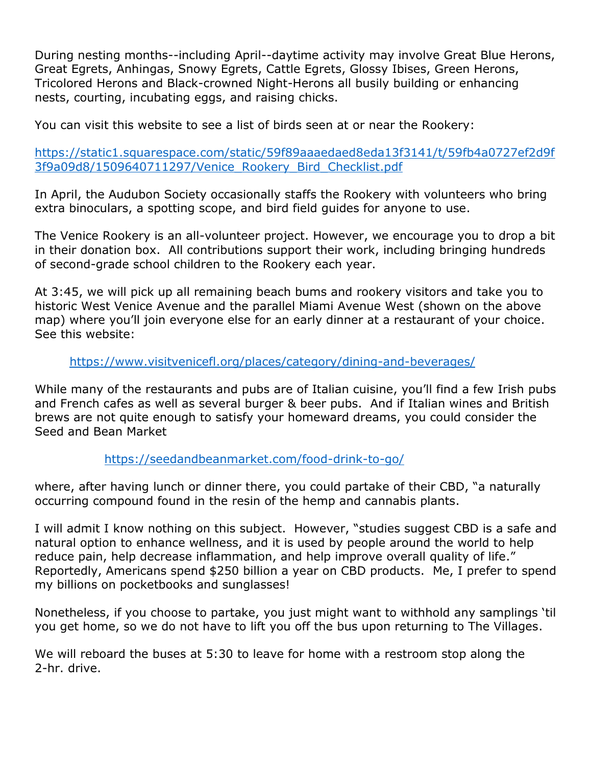During nesting months--including April--daytime activity may involve Great Blue Herons, Great Egrets, Anhingas, Snowy Egrets, Cattle Egrets, Glossy Ibises, Green Herons, Tricolored Herons and Black-crowned Night-Herons all busily building or enhancing nests, courting, incubating eggs, and raising chicks.

You can visit this website to see a list of birds seen at or near the Rookery:

https://static1.squarespace.com/static/59f89aaaedaed8eda13f3141/t/59fb4a0727ef2d9f3f9a09d8/1509640711297/Venice_Rookery_Bird_Checklist.pdf

In April, the Audubon Society occasionally staffs the Rookery with volunteers who bring extra binoculars, a spotting scope, and bird field guides for anyone to use.

The Venice Rookery is an all-volunteer project. However, we encourage you to drop a bit in their donation box. All contributions support their work, including bringing hundreds of second-grade school children to the Rookery each year.

At 3:45, we will pick up all remaining beach bums and rookery visitors and take you to historic West Venice Avenue and the parallel Miami Avenue West (shown on the above map) where you'll join everyone else for an early dinner at a restaurant of your choice. See this website:

https://www.visitvenicefl.org/places/category/dining-and-beverages/

While many of the restaurants and pubs are of Italian cuisine, you'll find a few Irish pubs and French cafes as well as several burger & beer pubs. And if Italian wines and British brews are not quite enough to satisfy your homeward dreams, you could consider the Seed and Bean Market

https://seedandbeanmarket.com/food-drink-to-go/

where, after having lunch or dinner there, you could partake of their CBD, "a naturally occurring compound found in the resin of the hemp and cannabis plants.

I will admit I know nothing on this subject. However, "studies suggest CBD is a safe and natural option to enhance wellness, and it is used by people around the world to help reduce pain, help decrease inflammation, and help improve overall quality of life." Reportedly, Americans spend $250 billion a year on CBD products. Me, I prefer to spend my billions on pocketbooks and sunglasses!

Nonetheless, if you choose to partake, you just might want to withhold any samplings 'til you get home, so we do not have to lift you off the bus upon returning to The Villages.

We will reboard the buses at 5:30 to leave for home with a restroom stop along the 2-hr. drive.